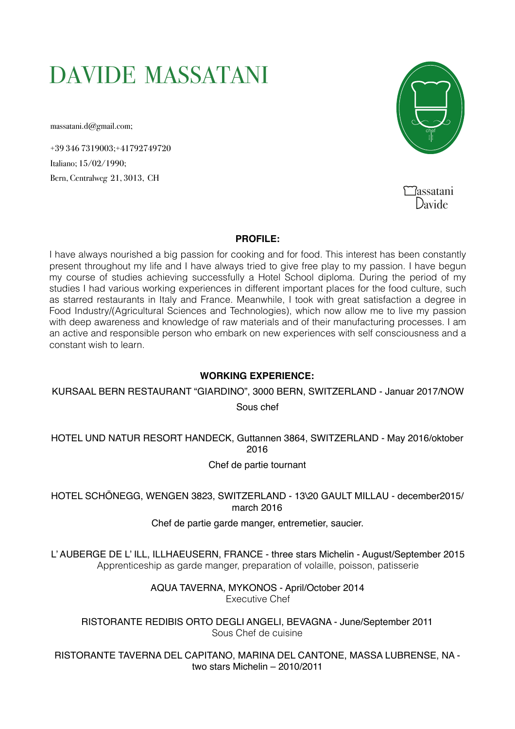# DAVIDE MASSATANI

massatani.d@gmail.com;

+39 346 7319003;+41792749720
Italiano; 15/02/1990;
Bern, Centralweg 21, 3013, CH

Massatani
Davide

**PROFILE:**

I have always nourished a big passion for cooking and for food. This interest has been constantly present throughout my life and I have always tried to give free play to my passion. I have begun my course of studies achieving successfully a Hotel School diploma. During the period of my studies I had various working experiences in different important places for the food culture, such as starred restaurants in Italy and France. Meanwhile, I took with great satisfaction a degree in Food Industry/(Agricultural Sciences and Technologies), which now allow me to live my passion with deep awareness and knowledge of raw materials and of their manufacturing processes. I am an active and responsible person who embark on new experiences with self consciousness and a constant wish to learn.

**WORKING EXPERIENCE:**

KURSAAL BERN RESTAURANT "GIARDINO", 3000 BERN, SWITZERLAND - Januar 2017/NOW
Sous chef

HOTEL UND NATUR RESORT HANDECK, Guttannen 3864, SWITZERLAND - May 2016/oktober 2016
Chef de partie tournant

HOTEL SCHÖNEGG, WENGEN 3823, SWITZERLAND - 13\20 GAULT MILLAU - december2015/ march 2016
Chef de partie garde manger, entremetier, saucier.

L' AUBERGE DE L' ILL, ILLHAEUSERN, FRANCE - three stars Michelin - August/September 2015
Apprenticeship as garde manger, preparation of volaille, poisson, patisserie

AQUA TAVERNA, MYKONOS - April/October 2014
Executive Chef

RISTORANTE REDIBIS ORTO DEGLI ANGELI, BEVAGNA - June/September 2011
Sous Chef de cuisine

RISTORANTE TAVERNA DEL CAPITANO, MARINA DEL CANTONE, MASSA LUBRENSE, NA - two stars Michelin – 2010/2011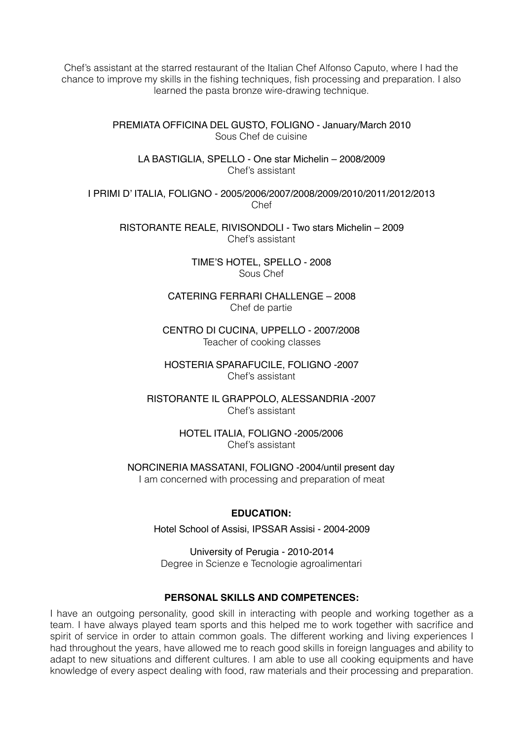Chef's assistant at the starred restaurant of the Italian Chef Alfonso Caputo, where I had the chance to improve my skills in the fishing techniques, fish processing and preparation. I also learned the pasta bronze wire-drawing technique.

PREMIATA OFFICINA DEL GUSTO, FOLIGNO - January/March 2010
Sous Chef de cuisine

LA BASTIGLIA, SPELLO - One star Michelin – 2008/2009
Chef's assistant

I PRIMI D' ITALIA, FOLIGNO - 2005/2006/2007/2008/2009/2010/2011/2012/2013
Chef

RISTORANTE REALE, RIVISONDOLI - Two stars Michelin – 2009
Chef's assistant

TIME'S HOTEL, SPELLO - 2008
Sous Chef

CATERING FERRARI CHALLENGE – 2008
Chef de partie

CENTRO DI CUCINA, UPPELLO - 2007/2008
Teacher of cooking classes

HOSTERIA SPARAFUCILE, FOLIGNO -2007
Chef's assistant

RISTORANTE IL GRAPPOLO, ALESSANDRIA -2007
Chef's assistant

HOTEL ITALIA, FOLIGNO -2005/2006
Chef's assistant

NORCINERIA MASSATANI, FOLIGNO -2004/until present day
I am concerned with processing and preparation of meat

## EDUCATION:

Hotel School of Assisi, IPSSAR Assisi - 2004-2009

University of Perugia - 2010-2014
Degree in Scienze e Tecnologie agroalimentari

## PERSONAL SKILLS AND COMPETENCES:

I have an outgoing personality, good skill in interacting with people and working together as a team. I have always played team sports and this helped me to work together with sacrifice and spirit of service in order to attain common goals. The different working and living experiences I had throughout the years, have allowed me to reach good skills in foreign languages and ability to adapt to new situations and different cultures. I am able to use all cooking equipments and have knowledge of every aspect dealing with food, raw materials and their processing and preparation.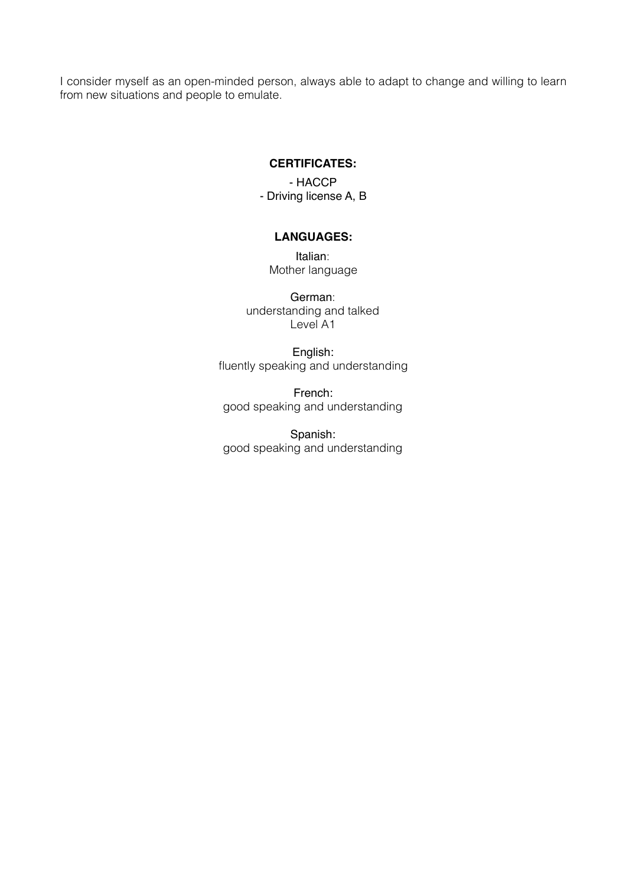I consider myself as an open-minded person, always able to adapt to change and willing to learn from new situations and people to emulate.

## CERTIFICATES:

- HACCP
- Driving license A, B

## LANGUAGES:

Italian:
Mother language

German:
understanding and talked
Level A1

English:
fluently speaking and understanding

French:
good speaking and understanding

Spanish:
good speaking and understanding